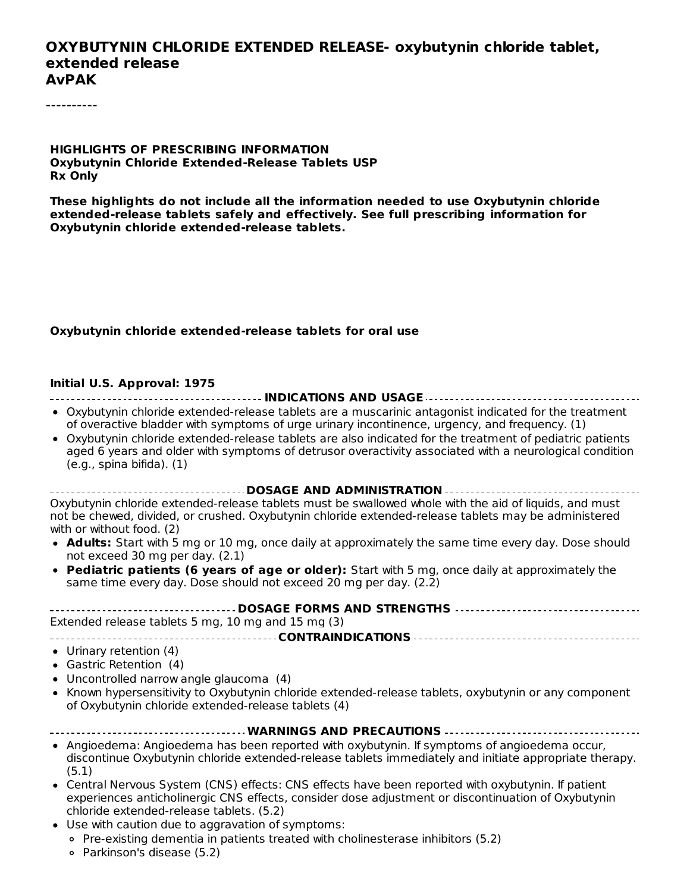# OXYBUTYNIN CHLORIDE EXTENDED RELEASE- oxybutynin chloride tablet, extended release

**AvPAK**

----------

**HIGHLIGHTS OF PRESCRIBING INFORMATION**
**Oxybutynin Chloride Extended-Release Tablets USP**
**Rx Only**

**These highlights do not include all the information needed to use Oxybutynin chloride extended-release tablets safely and effectively. See full prescribing information for Oxybutynin chloride extended-release tablets.**

**Oxybutynin chloride extended-release tablets for oral use**

**Initial U.S. Approval: 1975**

## INDICATIONS AND USAGE

- Oxybutynin chloride extended-release tablets are a muscarinic antagonist indicated for the treatment of overactive bladder with symptoms of urge urinary incontinence, urgency, and frequency. (1)
- Oxybutynin chloride extended-release tablets are also indicated for the treatment of pediatric patients aged 6 years and older with symptoms of detrusor overactivity associated with a neurological condition (e.g., spina bifida). (1)

## DOSAGE AND ADMINISTRATION

Oxybutynin chloride extended-release tablets must be swallowed whole with the aid of liquids, and must not be chewed, divided, or crushed. Oxybutynin chloride extended-release tablets may be administered with or without food. (2)

- **Adults:** Start with 5 mg or 10 mg, once daily at approximately the same time every day. Dose should not exceed 30 mg per day. (2.1)
- **Pediatric patients (6 years of age or older):** Start with 5 mg, once daily at approximately the same time every day. Dose should not exceed 20 mg per day. (2.2)

## DOSAGE FORMS AND STRENGTHS

Extended release tablets 5 mg, 10 mg and 15 mg (3)

## CONTRAINDICATIONS

- Urinary retention (4)
- Gastric Retention (4)
- Uncontrolled narrow angle glaucoma (4)
- Known hypersensitivity to Oxybutynin chloride extended-release tablets, oxybutynin or any component of Oxybutynin chloride extended-release tablets (4)

## WARNINGS AND PRECAUTIONS

- Angioedema: Angioedema has been reported with oxybutynin. If symptoms of angioedema occur, discontinue Oxybutynin chloride extended-release tablets immediately and initiate appropriate therapy. (5.1)
- Central Nervous System (CNS) effects: CNS effects have been reported with oxybutynin. If patient experiences anticholinergic CNS effects, consider dose adjustment or discontinuation of Oxybutynin chloride extended-release tablets. (5.2)
- Use with caution due to aggravation of symptoms:
  - Pre-existing dementia in patients treated with cholinesterase inhibitors (5.2)
  - Parkinson's disease (5.2)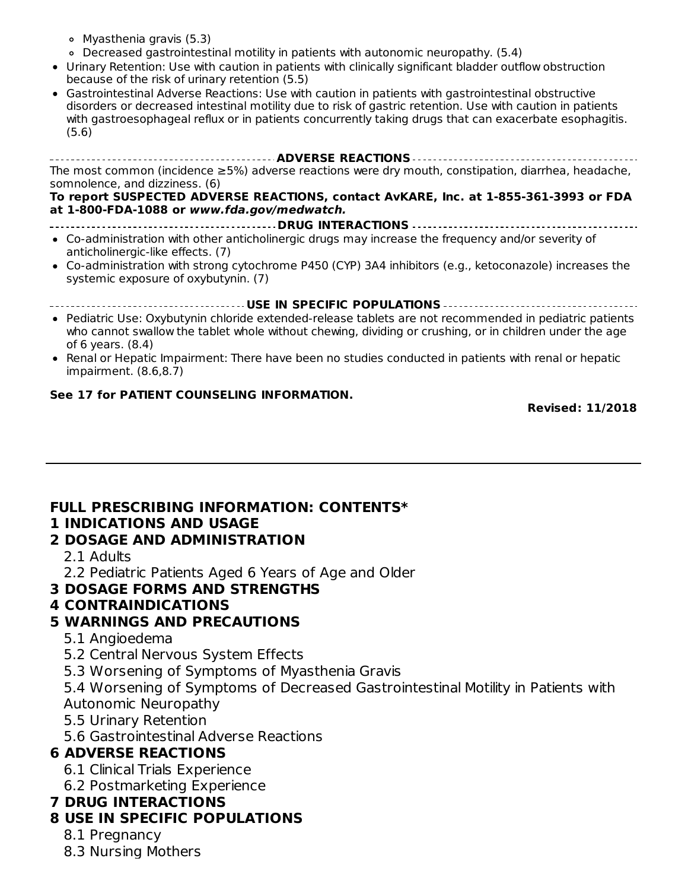- Myasthenia gravis (5.3)
- Decreased gastrointestinal motility in patients with autonomic neuropathy. (5.4)

- Urinary Retention: Use with caution in patients with clinically significant bladder outflow obstruction because of the risk of urinary retention (5.5)
- Gastrointestinal Adverse Reactions: Use with caution in patients with gastrointestinal obstructive disorders or decreased intestinal motility due to risk of gastric retention. Use with caution in patients with gastroesophageal reflux or in patients concurrently taking drugs that can exacerbate esophagitis. (5.6)

**ADVERSE REACTIONS**

The most common (incidence ≥5%) adverse reactions were dry mouth, constipation, diarrhea, headache, somnolence, and dizziness. (6)

**To report SUSPECTED ADVERSE REACTIONS, contact AvKARE, Inc. at 1-855-361-3993 or FDA at 1-800-FDA-1088 or *www.fda.gov/medwatch.***

**DRUG INTERACTIONS**

- Co-administration with other anticholinergic drugs may increase the frequency and/or severity of anticholinergic-like effects. (7)
- Co-administration with strong cytochrome P450 (CYP) 3A4 inhibitors (e.g., ketoconazole) increases the systemic exposure of oxybutynin. (7)

**USE IN SPECIFIC POPULATIONS**

- Pediatric Use: Oxybutynin chloride extended-release tablets are not recommended in pediatric patients who cannot swallow the tablet whole without chewing, dividing or crushing, or in children under the age of 6 years. (8.4)
- Renal or Hepatic Impairment: There have been no studies conducted in patients with renal or hepatic impairment. (8.6,8.7)

**See 17 for PATIENT COUNSELING INFORMATION.**

**Revised: 11/2018**

---

## FULL PRESCRIBING INFORMATION: CONTENTS*

**1 INDICATIONS AND USAGE**

**2 DOSAGE AND ADMINISTRATION**

2.1 Adults

2.2 Pediatric Patients Aged 6 Years of Age and Older

**3 DOSAGE FORMS AND STRENGTHS**

**4 CONTRAINDICATIONS**

**5 WARNINGS AND PRECAUTIONS**

5.1 Angioedema

5.2 Central Nervous System Effects

5.3 Worsening of Symptoms of Myasthenia Gravis

5.4 Worsening of Symptoms of Decreased Gastrointestinal Motility in Patients with Autonomic Neuropathy

5.5 Urinary Retention

5.6 Gastrointestinal Adverse Reactions

**6 ADVERSE REACTIONS**

6.1 Clinical Trials Experience

6.2 Postmarketing Experience

**7 DRUG INTERACTIONS**

**8 USE IN SPECIFIC POPULATIONS**

8.1 Pregnancy

8.3 Nursing Mothers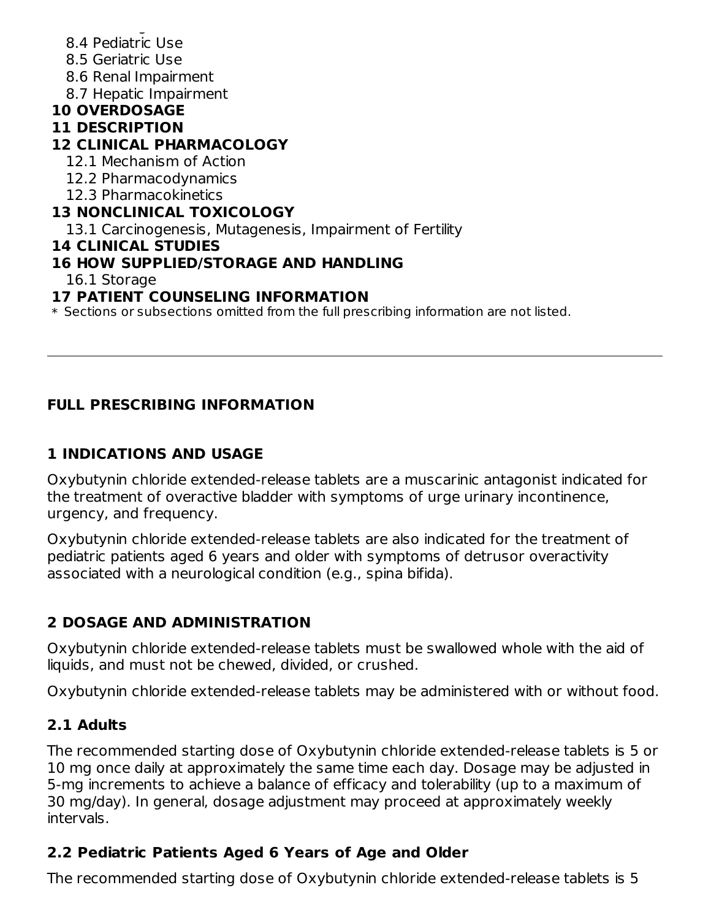8.4 Pediatric Use
8.5 Geriatric Use
8.6 Renal Impairment
8.7 Hepatic Impairment

**10 OVERDOSAGE**

**11 DESCRIPTION**

**12 CLINICAL PHARMACOLOGY**

12.1 Mechanism of Action
12.2 Pharmacodynamics
12.3 Pharmacokinetics

**13 NONCLINICAL TOXICOLOGY**

13.1 Carcinogenesis, Mutagenesis, Impairment of Fertility

**14 CLINICAL STUDIES**

**16 HOW SUPPLIED/STORAGE AND HANDLING**

16.1 Storage

**17 PATIENT COUNSELING INFORMATION**

* Sections or subsections omitted from the full prescribing information are not listed.

---

## FULL PRESCRIBING INFORMATION

## 1 INDICATIONS AND USAGE

Oxybutynin chloride extended-release tablets are a muscarinic antagonist indicated for the treatment of overactive bladder with symptoms of urge urinary incontinence, urgency, and frequency.

Oxybutynin chloride extended-release tablets are also indicated for the treatment of pediatric patients aged 6 years and older with symptoms of detrusor overactivity associated with a neurological condition (e.g., spina bifida).

## 2 DOSAGE AND ADMINISTRATION

Oxybutynin chloride extended-release tablets must be swallowed whole with the aid of liquids, and must not be chewed, divided, or crushed.

Oxybutynin chloride extended-release tablets may be administered with or without food.

### 2.1 Adults

The recommended starting dose of Oxybutynin chloride extended-release tablets is 5 or 10 mg once daily at approximately the same time each day. Dosage may be adjusted in 5-mg increments to achieve a balance of efficacy and tolerability (up to a maximum of 30 mg/day). In general, dosage adjustment may proceed at approximately weekly intervals.

### 2.2 Pediatric Patients Aged 6 Years of Age and Older

The recommended starting dose of Oxybutynin chloride extended-release tablets is 5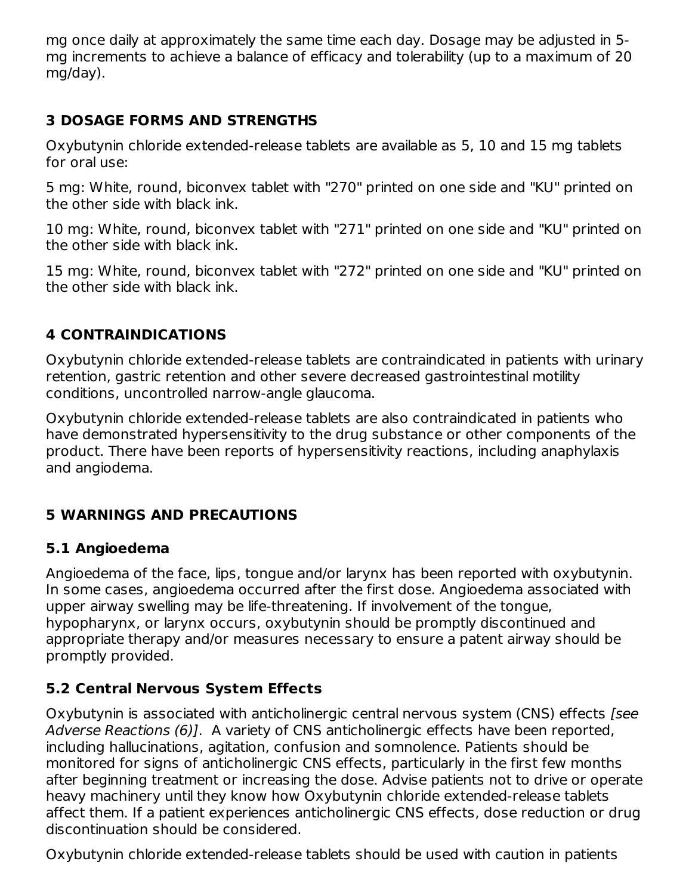mg once daily at approximately the same time each day. Dosage may be adjusted in 5-mg increments to achieve a balance of efficacy and tolerability (up to a maximum of 20 mg/day).

## 3 DOSAGE FORMS AND STRENGTHS

Oxybutynin chloride extended-release tablets are available as 5, 10 and 15 mg tablets for oral use:

5 mg: White, round, biconvex tablet with "270" printed on one side and "KU" printed on the other side with black ink.

10 mg: White, round, biconvex tablet with "271" printed on one side and "KU" printed on the other side with black ink.

15 mg: White, round, biconvex tablet with "272" printed on one side and "KU" printed on the other side with black ink.

## 4 CONTRAINDICATIONS

Oxybutynin chloride extended-release tablets are contraindicated in patients with urinary retention, gastric retention and other severe decreased gastrointestinal motility conditions, uncontrolled narrow-angle glaucoma.

Oxybutynin chloride extended-release tablets are also contraindicated in patients who have demonstrated hypersensitivity to the drug substance or other components of the product. There have been reports of hypersensitivity reactions, including anaphylaxis and angiodema.

## 5 WARNINGS AND PRECAUTIONS

### 5.1 Angioedema

Angioedema of the face, lips, tongue and/or larynx has been reported with oxybutynin. In some cases, angioedema occurred after the first dose. Angioedema associated with upper airway swelling may be life-threatening. If involvement of the tongue, hypopharynx, or larynx occurs, oxybutynin should be promptly discontinued and appropriate therapy and/or measures necessary to ensure a patent airway should be promptly provided.

### 5.2 Central Nervous System Effects

Oxybutynin is associated with anticholinergic central nervous system (CNS) effects *[see Adverse Reactions (6)]*. A variety of CNS anticholinergic effects have been reported, including hallucinations, agitation, confusion and somnolence. Patients should be monitored for signs of anticholinergic CNS effects, particularly in the first few months after beginning treatment or increasing the dose. Advise patients not to drive or operate heavy machinery until they know how Oxybutynin chloride extended-release tablets affect them. If a patient experiences anticholinergic CNS effects, dose reduction or drug discontinuation should be considered.

Oxybutynin chloride extended-release tablets should be used with caution in patients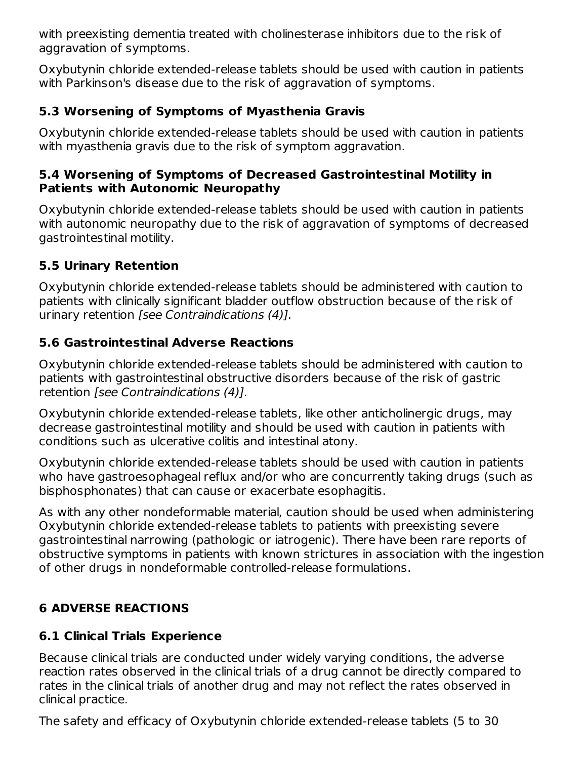with preexisting dementia treated with cholinesterase inhibitors due to the risk of aggravation of symptoms.

Oxybutynin chloride extended-release tablets should be used with caution in patients with Parkinson's disease due to the risk of aggravation of symptoms.

### 5.3 Worsening of Symptoms of Myasthenia Gravis

Oxybutynin chloride extended-release tablets should be used with caution in patients with myasthenia gravis due to the risk of symptom aggravation.

### 5.4 Worsening of Symptoms of Decreased Gastrointestinal Motility in Patients with Autonomic Neuropathy

Oxybutynin chloride extended-release tablets should be used with caution in patients with autonomic neuropathy due to the risk of aggravation of symptoms of decreased gastrointestinal motility.

### 5.5 Urinary Retention

Oxybutynin chloride extended-release tablets should be administered with caution to patients with clinically significant bladder outflow obstruction because of the risk of urinary retention *[see Contraindications (4)].*

### 5.6 Gastrointestinal Adverse Reactions

Oxybutynin chloride extended-release tablets should be administered with caution to patients with gastrointestinal obstructive disorders because of the risk of gastric retention *[see Contraindications (4)].*

Oxybutynin chloride extended-release tablets, like other anticholinergic drugs, may decrease gastrointestinal motility and should be used with caution in patients with conditions such as ulcerative colitis and intestinal atony.

Oxybutynin chloride extended-release tablets should be used with caution in patients who have gastroesophageal reflux and/or who are concurrently taking drugs (such as bisphosphonates) that can cause or exacerbate esophagitis.

As with any other nondeformable material, caution should be used when administering Oxybutynin chloride extended-release tablets to patients with preexisting severe gastrointestinal narrowing (pathologic or iatrogenic). There have been rare reports of obstructive symptoms in patients with known strictures in association with the ingestion of other drugs in nondeformable controlled-release formulations.

## 6 ADVERSE REACTIONS

### 6.1 Clinical Trials Experience

Because clinical trials are conducted under widely varying conditions, the adverse reaction rates observed in the clinical trials of a drug cannot be directly compared to rates in the clinical trials of another drug and may not reflect the rates observed in clinical practice.

The safety and efficacy of Oxybutynin chloride extended-release tablets (5 to 30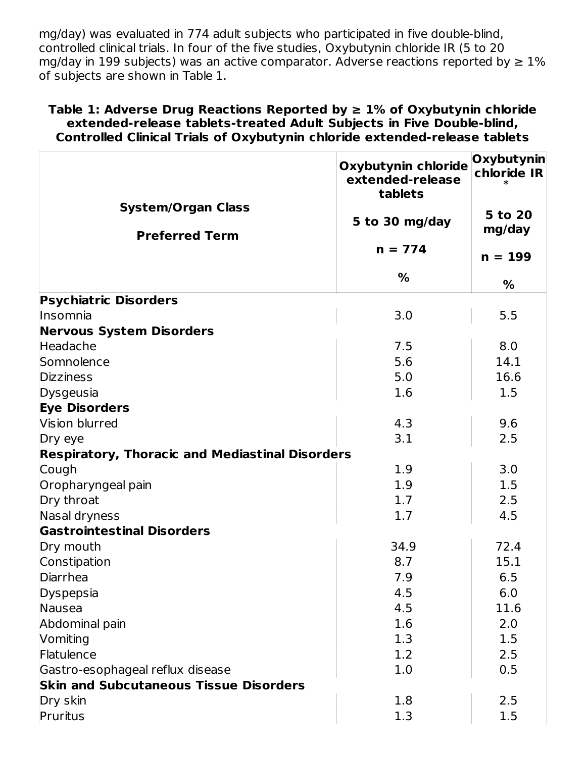mg/day) was evaluated in 774 adult subjects who participated in five double-blind, controlled clinical trials. In four of the five studies, Oxybutynin chloride IR (5 to 20 mg/day in 199 subjects) was an active comparator. Adverse reactions reported by ≥ 1% of subjects are shown in Table 1.

**Table 1: Adverse Drug Reactions Reported by ≥ 1% of Oxybutynin chloride extended-release tablets-treated Adult Subjects in Five Double-blind, Controlled Clinical Trials of Oxybutynin chloride extended-release tablets**

| System/Organ Class<br>Preferred Term | Oxybutynin chloride extended-release tablets<br>5 to 30 mg/day<br>n = 774<br>% | Oxybutynin chloride IR *<br>5 to 20 mg/day<br>n = 199<br>% |
|---|---|---|
| **Psychiatric Disorders** | | |
| Insomnia | 3.0 | 5.5 |
| **Nervous System Disorders** | | |
| Headache | 7.5 | 8.0 |
| Somnolence | 5.6 | 14.1 |
| Dizziness | 5.0 | 16.6 |
| Dysgeusia | 1.6 | 1.5 |
| **Eye Disorders** | | |
| Vision blurred | 4.3 | 9.6 |
| Dry eye | 3.1 | 2.5 |
| **Respiratory, Thoracic and Mediastinal Disorders** | | |
| Cough | 1.9 | 3.0 |
| Oropharyngeal pain | 1.9 | 1.5 |
| Dry throat | 1.7 | 2.5 |
| Nasal dryness | 1.7 | 4.5 |
| **Gastrointestinal Disorders** | | |
| Dry mouth | 34.9 | 72.4 |
| Constipation | 8.7 | 15.1 |
| Diarrhea | 7.9 | 6.5 |
| Dyspepsia | 4.5 | 6.0 |
| Nausea | 4.5 | 11.6 |
| Abdominal pain | 1.6 | 2.0 |
| Vomiting | 1.3 | 1.5 |
| Flatulence | 1.2 | 2.5 |
| Gastro-esophageal reflux disease | 1.0 | 0.5 |
| **Skin and Subcutaneous Tissue Disorders** | | |
| Dry skin | 1.8 | 2.5 |
| Pruritus | 1.3 | 1.5 |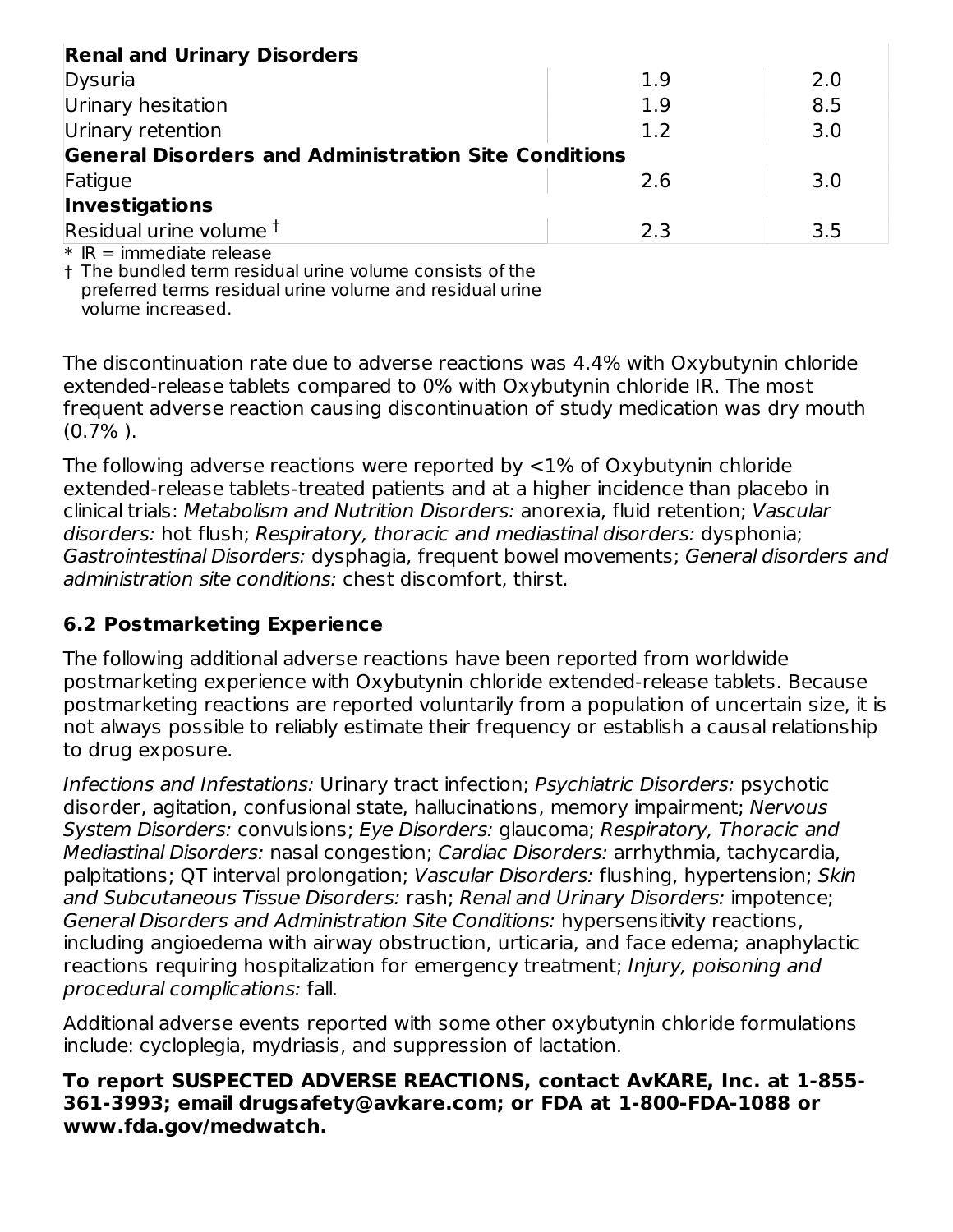| | | |
|---|---|---|
| **Renal and Urinary Disorders** | | |
| Dysuria | 1.9 | 2.0 |
| Urinary hesitation | 1.9 | 8.5 |
| Urinary retention | 1.2 | 3.0 |
| **General Disorders and Administration Site Conditions** | | |
| Fatigue | 2.6 | 3.0 |
| **Investigations** | | |
| Residual urine volume † | 2.3 | 3.5 |

* IR = immediate release

† The bundled term residual urine volume consists of the preferred terms residual urine volume and residual urine volume increased.

The discontinuation rate due to adverse reactions was 4.4% with Oxybutynin chloride extended-release tablets compared to 0% with Oxybutynin chloride IR. The most frequent adverse reaction causing discontinuation of study medication was dry mouth (0.7% ).

The following adverse reactions were reported by <1% of Oxybutynin chloride extended-release tablets-treated patients and at a higher incidence than placebo in clinical trials: *Metabolism and Nutrition Disorders:* anorexia, fluid retention; *Vascular disorders:* hot flush; *Respiratory, thoracic and mediastinal disorders:* dysphonia; *Gastrointestinal Disorders:* dysphagia, frequent bowel movements; *General disorders and administration site conditions:* chest discomfort, thirst.

## 6.2 Postmarketing Experience

The following additional adverse reactions have been reported from worldwide postmarketing experience with Oxybutynin chloride extended-release tablets. Because postmarketing reactions are reported voluntarily from a population of uncertain size, it is not always possible to reliably estimate their frequency or establish a causal relationship to drug exposure.

*Infections and Infestations:* Urinary tract infection; *Psychiatric Disorders:* psychotic disorder, agitation, confusional state, hallucinations, memory impairment; *Nervous System Disorders:* convulsions; *Eye Disorders:* glaucoma; *Respiratory, Thoracic and Mediastinal Disorders:* nasal congestion; *Cardiac Disorders:* arrhythmia, tachycardia, palpitations; QT interval prolongation; *Vascular Disorders:* flushing, hypertension; *Skin and Subcutaneous Tissue Disorders:* rash; *Renal and Urinary Disorders:* impotence; *General Disorders and Administration Site Conditions:* hypersensitivity reactions, including angioedema with airway obstruction, urticaria, and face edema; anaphylactic reactions requiring hospitalization for emergency treatment; *Injury, poisoning and procedural complications:* fall.

Additional adverse events reported with some other oxybutynin chloride formulations include: cycloplegia, mydriasis, and suppression of lactation.

**To report SUSPECTED ADVERSE REACTIONS, contact AvKARE, Inc. at 1-855-361-3993; email drugsafety@avkare.com; or FDA at 1-800-FDA-1088 or www.fda.gov/medwatch.**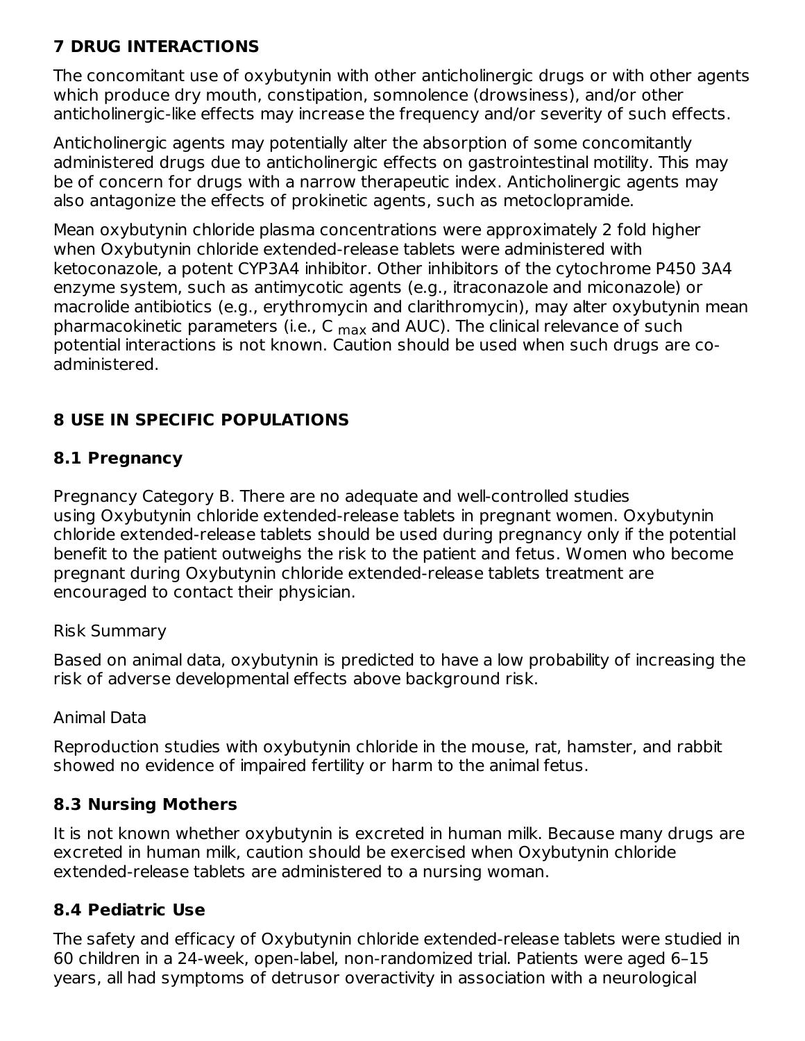## 7 DRUG INTERACTIONS

The concomitant use of oxybutynin with other anticholinergic drugs or with other agents which produce dry mouth, constipation, somnolence (drowsiness), and/or other anticholinergic-like effects may increase the frequency and/or severity of such effects.

Anticholinergic agents may potentially alter the absorption of some concomitantly administered drugs due to anticholinergic effects on gastrointestinal motility. This may be of concern for drugs with a narrow therapeutic index. Anticholinergic agents may also antagonize the effects of prokinetic agents, such as metoclopramide.

Mean oxybutynin chloride plasma concentrations were approximately 2 fold higher when Oxybutynin chloride extended-release tablets were administered with ketoconazole, a potent CYP3A4 inhibitor. Other inhibitors of the cytochrome P450 3A4 enzyme system, such as antimycotic agents (e.g., itraconazole and miconazole) or macrolide antibiotics (e.g., erythromycin and clarithromycin), may alter oxybutynin mean pharmacokinetic parameters (i.e., $C_{max}$ and AUC). The clinical relevance of such potential interactions is not known. Caution should be used when such drugs are co-administered.

## 8 USE IN SPECIFIC POPULATIONS

### 8.1 Pregnancy

Pregnancy Category B. There are no adequate and well-controlled studies using Oxybutynin chloride extended-release tablets in pregnant women. Oxybutynin chloride extended-release tablets should be used during pregnancy only if the potential benefit to the patient outweighs the risk to the patient and fetus. Women who become pregnant during Oxybutynin chloride extended-release tablets treatment are encouraged to contact their physician.

Risk Summary

Based on animal data, oxybutynin is predicted to have a low probability of increasing the risk of adverse developmental effects above background risk.

Animal Data

Reproduction studies with oxybutynin chloride in the mouse, rat, hamster, and rabbit showed no evidence of impaired fertility or harm to the animal fetus.

### 8.3 Nursing Mothers

It is not known whether oxybutynin is excreted in human milk. Because many drugs are excreted in human milk, caution should be exercised when Oxybutynin chloride extended-release tablets are administered to a nursing woman.

### 8.4 Pediatric Use

The safety and efficacy of Oxybutynin chloride extended-release tablets were studied in 60 children in a 24-week, open-label, non-randomized trial. Patients were aged 6–15 years, all had symptoms of detrusor overactivity in association with a neurological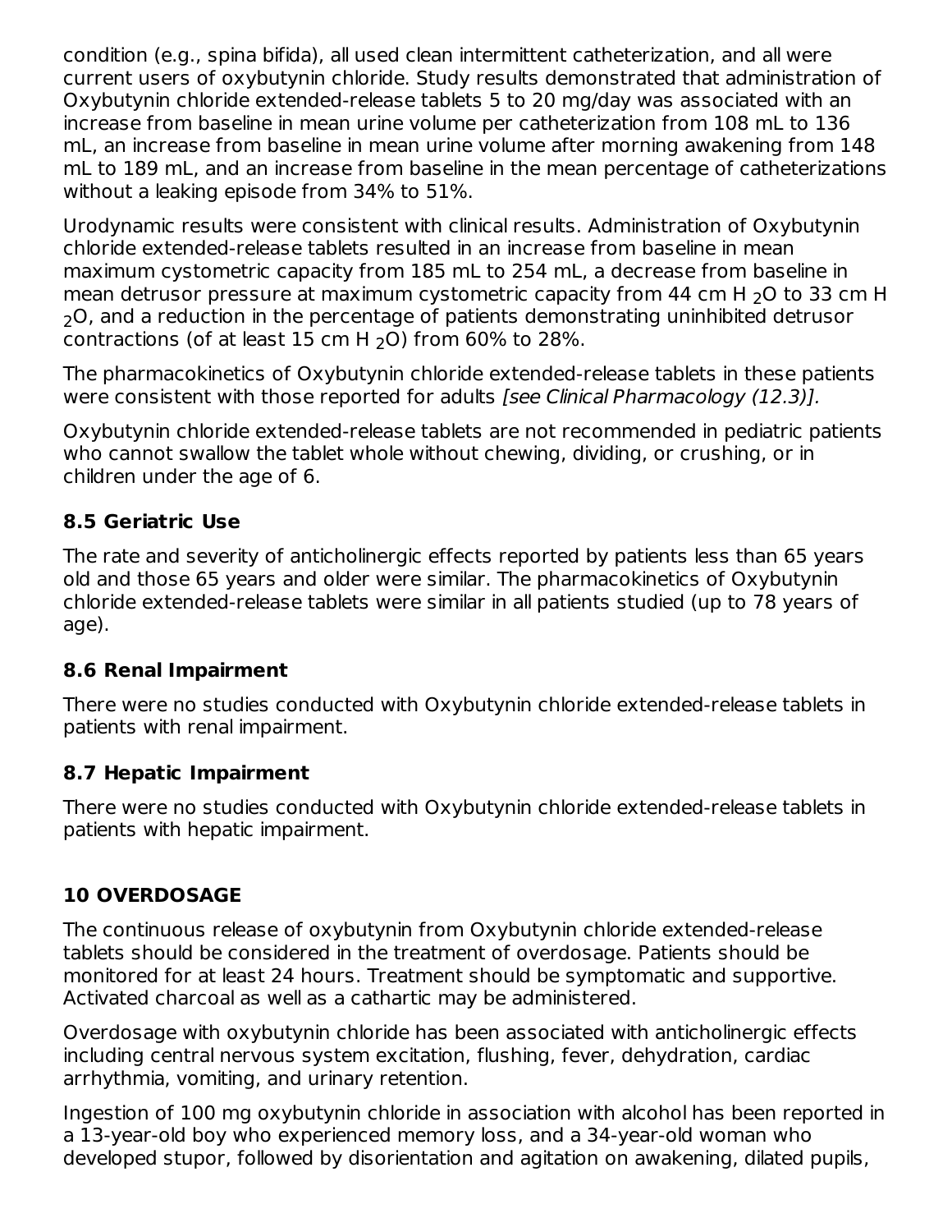condition (e.g., spina bifida), all used clean intermittent catheterization, and all were current users of oxybutynin chloride. Study results demonstrated that administration of Oxybutynin chloride extended-release tablets 5 to 20 mg/day was associated with an increase from baseline in mean urine volume per catheterization from 108 mL to 136 mL, an increase from baseline in mean urine volume after morning awakening from 148 mL to 189 mL, and an increase from baseline in the mean percentage of catheterizations without a leaking episode from 34% to 51%.

Urodynamic results were consistent with clinical results. Administration of Oxybutynin chloride extended-release tablets resulted in an increase from baseline in mean maximum cystometric capacity from 185 mL to 254 mL, a decrease from baseline in mean detrusor pressure at maximum cystometric capacity from 44 cm $H_2O$ to 33 cm $H_2O$, and a reduction in the percentage of patients demonstrating uninhibited detrusor contractions (of at least 15 cm $H_2O$) from 60% to 28%.

The pharmacokinetics of Oxybutynin chloride extended-release tablets in these patients were consistent with those reported for adults *[see Clinical Pharmacology (12.3)].*

Oxybutynin chloride extended-release tablets are not recommended in pediatric patients who cannot swallow the tablet whole without chewing, dividing, or crushing, or in children under the age of 6.

### 8.5 Geriatric Use

The rate and severity of anticholinergic effects reported by patients less than 65 years old and those 65 years and older were similar. The pharmacokinetics of Oxybutynin chloride extended-release tablets were similar in all patients studied (up to 78 years of age).

### 8.6 Renal Impairment

There were no studies conducted with Oxybutynin chloride extended-release tablets in patients with renal impairment.

### 8.7 Hepatic Impairment

There were no studies conducted with Oxybutynin chloride extended-release tablets in patients with hepatic impairment.

## 10 OVERDOSAGE

The continuous release of oxybutynin from Oxybutynin chloride extended-release tablets should be considered in the treatment of overdosage. Patients should be monitored for at least 24 hours. Treatment should be symptomatic and supportive. Activated charcoal as well as a cathartic may be administered.

Overdosage with oxybutynin chloride has been associated with anticholinergic effects including central nervous system excitation, flushing, fever, dehydration, cardiac arrhythmia, vomiting, and urinary retention.

Ingestion of 100 mg oxybutynin chloride in association with alcohol has been reported in a 13-year-old boy who experienced memory loss, and a 34-year-old woman who developed stupor, followed by disorientation and agitation on awakening, dilated pupils,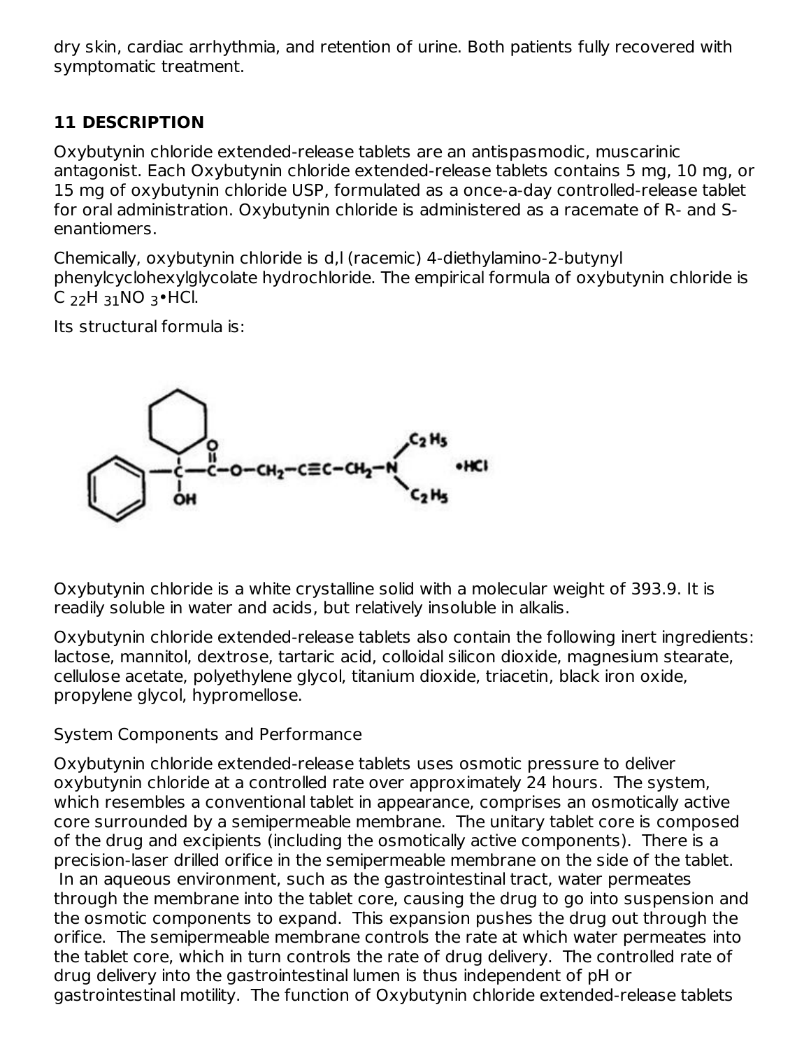dry skin, cardiac arrhythmia, and retention of urine. Both patients fully recovered with symptomatic treatment.

## 11 DESCRIPTION

Oxybutynin chloride extended-release tablets are an antispasmodic, muscarinic antagonist. Each Oxybutynin chloride extended-release tablets contains 5 mg, 10 mg, or 15 mg of oxybutynin chloride USP, formulated as a once-a-day controlled-release tablet for oral administration. Oxybutynin chloride is administered as a racemate of R- and S-enantiomers.

Chemically, oxybutynin chloride is d,l (racemic) 4-diethylamino-2-butynyl phenylcyclohexylglycolate hydrochloride. The empirical formula of oxybutynin chloride is $C_{22}H_{31}NO_3$•HCl.

Its structural formula is:

Oxybutynin chloride is a white crystalline solid with a molecular weight of 393.9. It is readily soluble in water and acids, but relatively insoluble in alkalis.

Oxybutynin chloride extended-release tablets also contain the following inert ingredients: lactose, mannitol, dextrose, tartaric acid, colloidal silicon dioxide, magnesium stearate, cellulose acetate, polyethylene glycol, titanium dioxide, triacetin, black iron oxide, propylene glycol, hypromellose.

System Components and Performance

Oxybutynin chloride extended-release tablets uses osmotic pressure to deliver oxybutynin chloride at a controlled rate over approximately 24 hours. The system, which resembles a conventional tablet in appearance, comprises an osmotically active core surrounded by a semipermeable membrane. The unitary tablet core is composed of the drug and excipients (including the osmotically active components). There is a precision-laser drilled orifice in the semipermeable membrane on the side of the tablet. In an aqueous environment, such as the gastrointestinal tract, water permeates through the membrane into the tablet core, causing the drug to go into suspension and the osmotic components to expand. This expansion pushes the drug out through the orifice. The semipermeable membrane controls the rate at which water permeates into the tablet core, which in turn controls the rate of drug delivery. The controlled rate of drug delivery into the gastrointestinal lumen is thus independent of pH or gastrointestinal motility. The function of Oxybutynin chloride extended-release tablets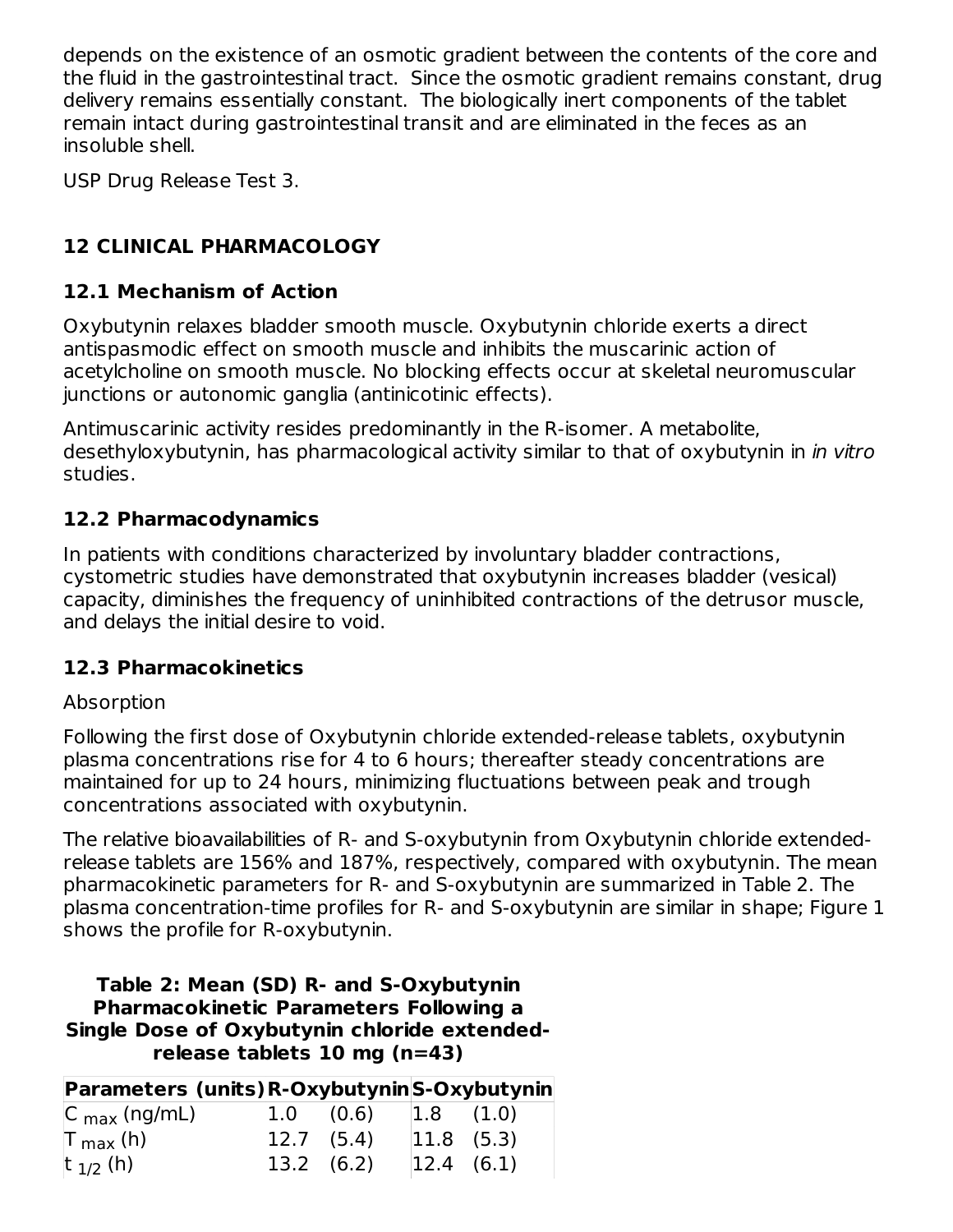depends on the existence of an osmotic gradient between the contents of the core and the fluid in the gastrointestinal tract. Since the osmotic gradient remains constant, drug delivery remains essentially constant. The biologically inert components of the tablet remain intact during gastrointestinal transit and are eliminated in the feces as an insoluble shell.

USP Drug Release Test 3.

## 12 CLINICAL PHARMACOLOGY

### 12.1 Mechanism of Action

Oxybutynin relaxes bladder smooth muscle. Oxybutynin chloride exerts a direct antispasmodic effect on smooth muscle and inhibits the muscarinic action of acetylcholine on smooth muscle. No blocking effects occur at skeletal neuromuscular junctions or autonomic ganglia (antinicotinic effects).

Antimuscarinic activity resides predominantly in the R-isomer. A metabolite, desethyloxybutynin, has pharmacological activity similar to that of oxybutynin in *in vitro* studies.

### 12.2 Pharmacodynamics

In patients with conditions characterized by involuntary bladder contractions, cystometric studies have demonstrated that oxybutynin increases bladder (vesical) capacity, diminishes the frequency of uninhibited contractions of the detrusor muscle, and delays the initial desire to void.

### 12.3 Pharmacokinetics

Absorption

Following the first dose of Oxybutynin chloride extended-release tablets, oxybutynin plasma concentrations rise for 4 to 6 hours; thereafter steady concentrations are maintained for up to 24 hours, minimizing fluctuations between peak and trough concentrations associated with oxybutynin.

The relative bioavailabilities of R- and S-oxybutynin from Oxybutynin chloride extended-release tablets are 156% and 187%, respectively, compared with oxybutynin. The mean pharmacokinetic parameters for R- and S-oxybutynin are summarized in Table 2. The plasma concentration-time profiles for R- and S-oxybutynin are similar in shape; Figure 1 shows the profile for R-oxybutynin.

**Table 2: Mean (SD) R- and S-Oxybutynin Pharmacokinetic Parameters Following a Single Dose of Oxybutynin chloride extended-release tablets 10 mg (n=43)**

| Parameters (units) | R-Oxybutynin | S-Oxybutynin |
|---|---|---|
| $C_{max}$ (ng/mL) | 1.0 (0.6) | 1.8 (1.0) |
| $T_{max}$ (h) | 12.7 (5.4) | 11.8 (5.3) |
| $t_{1/2}$ (h) | 13.2 (6.2) | 12.4 (6.1) |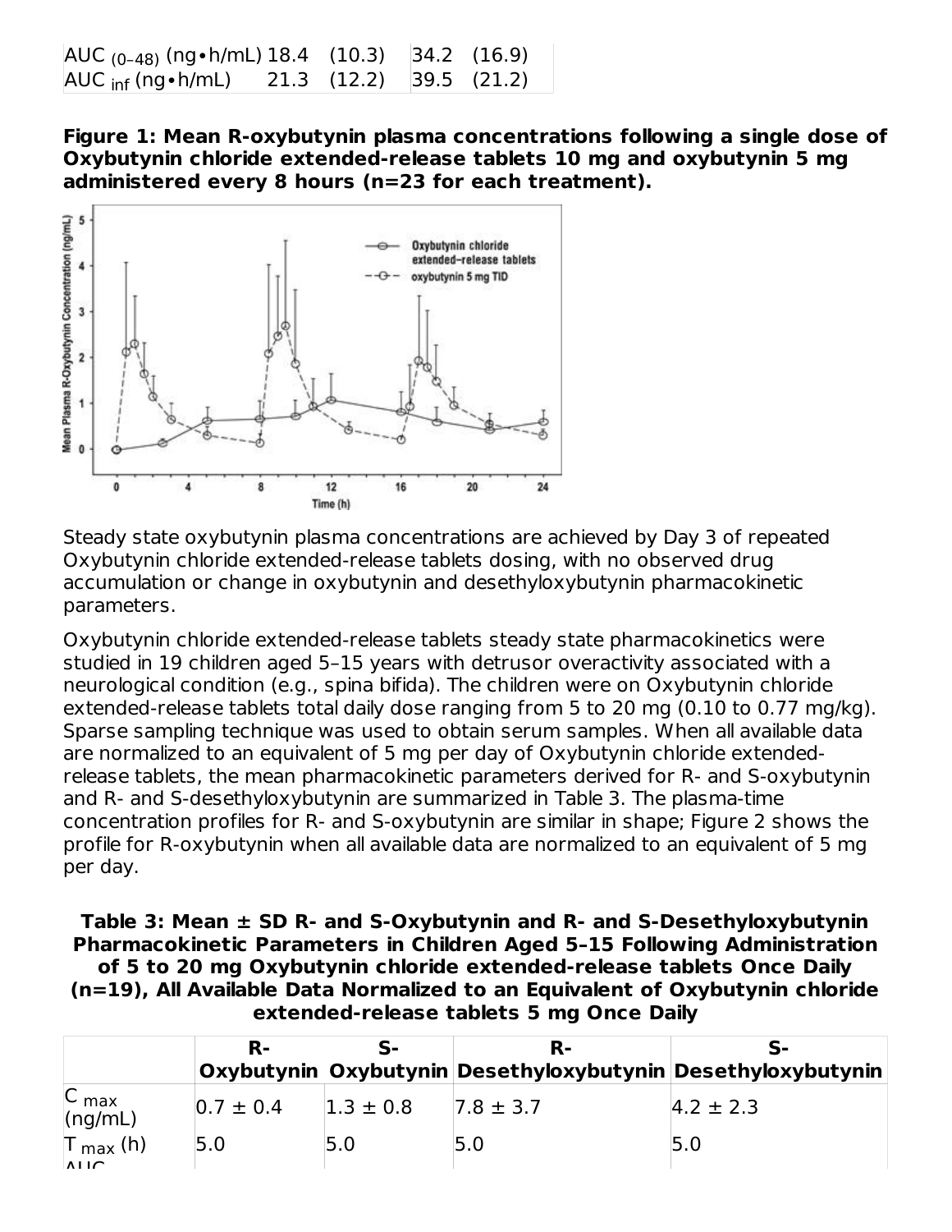| AUC $_{(0–48)}$ (ng•h/mL) | 18.4 | (10.3) | 34.2 | (16.9) |
|---|---|---|---|---|
| AUC $_{inf}$ (ng•h/mL) | 21.3 | (12.2) | 39.5 | (21.2) |

**Figure 1: Mean R-oxybutynin plasma concentrations following a single dose of Oxybutynin chloride extended-release tablets 10 mg and oxybutynin 5 mg administered every 8 hours (n=23 for each treatment).**

Steady state oxybutynin plasma concentrations are achieved by Day 3 of repeated Oxybutynin chloride extended-release tablets dosing, with no observed drug accumulation or change in oxybutynin and desethyloxybutynin pharmacokinetic parameters.

Oxybutynin chloride extended-release tablets steady state pharmacokinetics were studied in 19 children aged 5–15 years with detrusor overactivity associated with a neurological condition (e.g., spina bifida). The children were on Oxybutynin chloride extended-release tablets total daily dose ranging from 5 to 20 mg (0.10 to 0.77 mg/kg). Sparse sampling technique was used to obtain serum samples. When all available data are normalized to an equivalent of 5 mg per day of Oxybutynin chloride extended-release tablets, the mean pharmacokinetic parameters derived for R- and S-oxybutynin and R- and S-desethyloxybutynin are summarized in Table 3. The plasma-time concentration profiles for R- and S-oxybutynin are similar in shape; Figure 2 shows the profile for R-oxybutynin when all available data are normalized to an equivalent of 5 mg per day.

**Table 3: Mean ± SD R- and S-Oxybutynin and R- and S-Desethyloxybutynin Pharmacokinetic Parameters in Children Aged 5–15 Following Administration of 5 to 20 mg Oxybutynin chloride extended-release tablets Once Daily (n=19), All Available Data Normalized to an Equivalent of Oxybutynin chloride extended-release tablets 5 mg Once Daily**

| | R-Oxybutynin | S-Oxybutynin | R-Desethyloxybutynin | S-Desethyloxybutynin |
|---|---|---|---|---|
| C $_{max}$ (ng/mL) | 0.7 ± 0.4 | 1.3 ± 0.8 | 7.8 ± 3.7 | 4.2 ± 2.3 |
| T $_{max}$ (h) | 5.0 | 5.0 | 5.0 | 5.0 |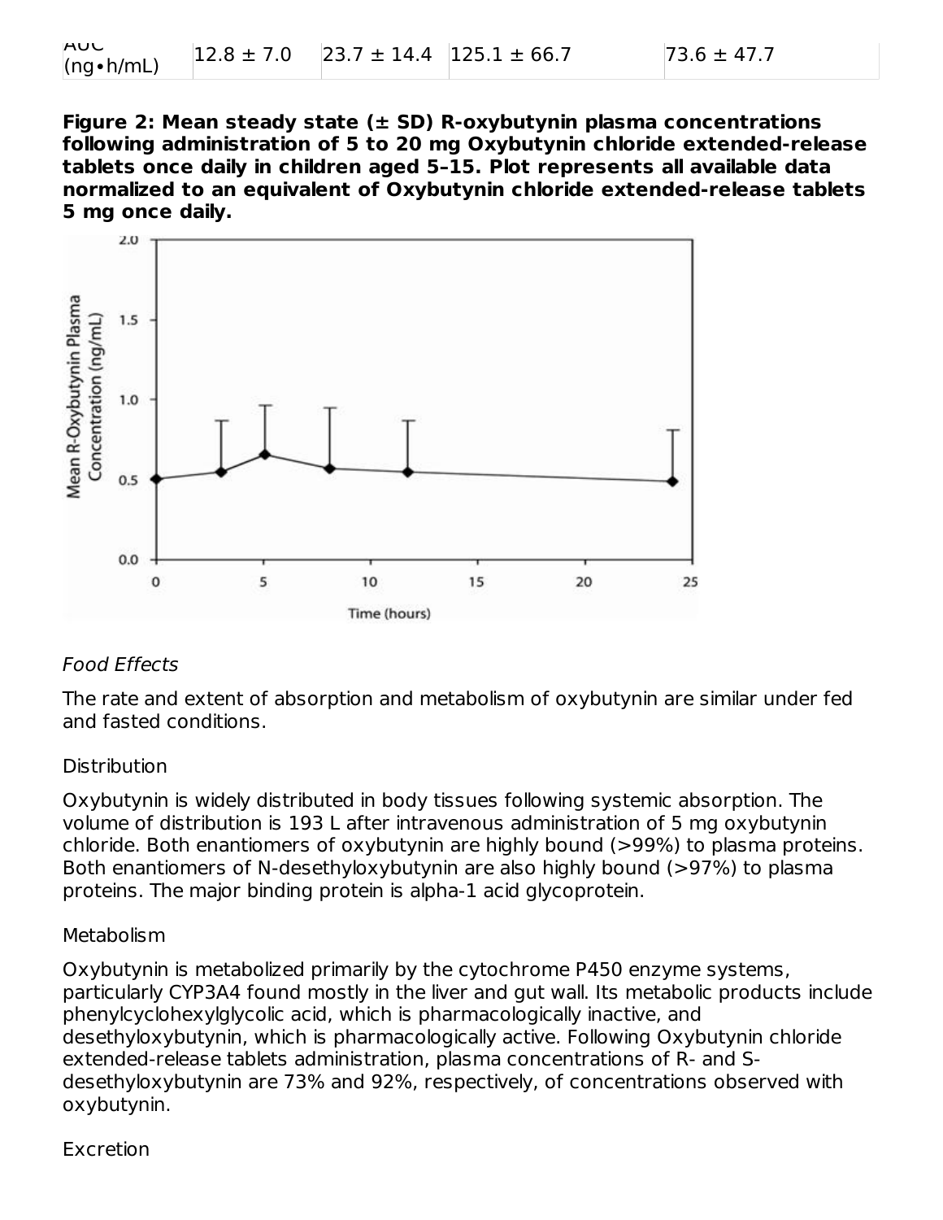| AUC (ng•h/mL) | 12.8 ± 7.0 | 23.7 ± 14.4 | 125.1 ± 66.7 | 73.6 ± 47.7 |
|---|---|---|---|---|

**Figure 2: Mean steady state (± SD) R-oxybutynin plasma concentrations following administration of 5 to 20 mg Oxybutynin chloride extended-release tablets once daily in children aged 5–15. Plot represents all available data normalized to an equivalent of Oxybutynin chloride extended-release tablets 5 mg once daily.**

*Food Effects*

The rate and extent of absorption and metabolism of oxybutynin are similar under fed and fasted conditions.

Distribution

Oxybutynin is widely distributed in body tissues following systemic absorption. The volume of distribution is 193 L after intravenous administration of 5 mg oxybutynin chloride. Both enantiomers of oxybutynin are highly bound (>99%) to plasma proteins. Both enantiomers of N-desethyloxybutynin are also highly bound (>97%) to plasma proteins. The major binding protein is alpha-1 acid glycoprotein.

Metabolism

Oxybutynin is metabolized primarily by the cytochrome P450 enzyme systems, particularly CYP3A4 found mostly in the liver and gut wall. Its metabolic products include phenylcyclohexylglycolic acid, which is pharmacologically inactive, and desethyloxybutynin, which is pharmacologically active. Following Oxybutynin chloride extended-release tablets administration, plasma concentrations of R- and S-desethyloxybutynin are 73% and 92%, respectively, of concentrations observed with oxybutynin.

Excretion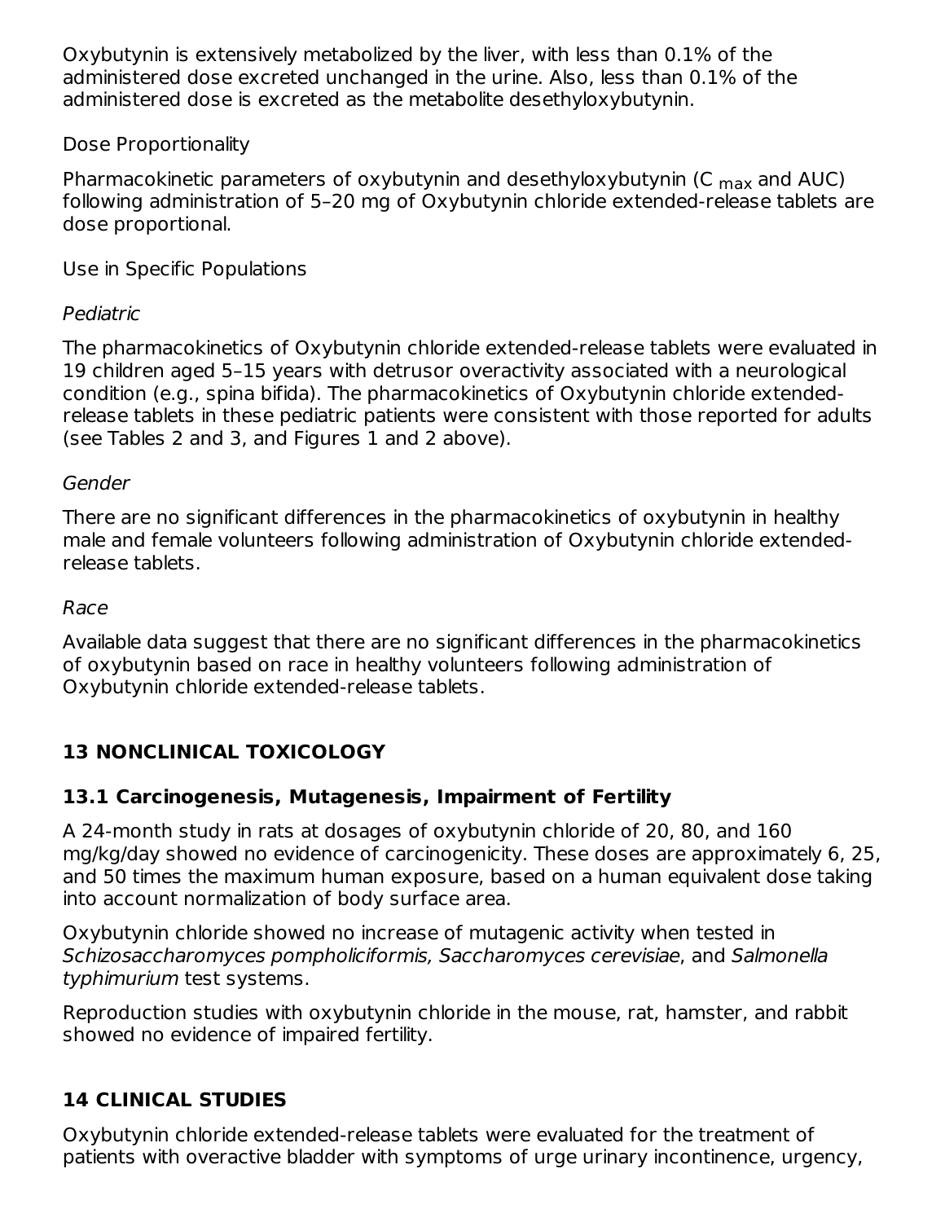Oxybutynin is extensively metabolized by the liver, with less than 0.1% of the administered dose excreted unchanged in the urine. Also, less than 0.1% of the administered dose is excreted as the metabolite desethyloxybutynin.

Dose Proportionality

Pharmacokinetic parameters of oxybutynin and desethyloxybutynin ($C_{max}$ and AUC) following administration of 5–20 mg of Oxybutynin chloride extended-release tablets are dose proportional.

Use in Specific Populations

*Pediatric*

The pharmacokinetics of Oxybutynin chloride extended-release tablets were evaluated in 19 children aged 5–15 years with detrusor overactivity associated with a neurological condition (e.g., spina bifida). The pharmacokinetics of Oxybutynin chloride extended-release tablets in these pediatric patients were consistent with those reported for adults (see Tables 2 and 3, and Figures 1 and 2 above).

*Gender*

There are no significant differences in the pharmacokinetics of oxybutynin in healthy male and female volunteers following administration of Oxybutynin chloride extended-release tablets.

*Race*

Available data suggest that there are no significant differences in the pharmacokinetics of oxybutynin based on race in healthy volunteers following administration of Oxybutynin chloride extended-release tablets.

## 13 NONCLINICAL TOXICOLOGY

### 13.1 Carcinogenesis, Mutagenesis, Impairment of Fertility

A 24-month study in rats at dosages of oxybutynin chloride of 20, 80, and 160 mg/kg/day showed no evidence of carcinogenicity. These doses are approximately 6, 25, and 50 times the maximum human exposure, based on a human equivalent dose taking into account normalization of body surface area.

Oxybutynin chloride showed no increase of mutagenic activity when tested in *Schizosaccharomyces pompholiciformis, Saccharomyces cerevisiae*, and *Salmonella typhimurium* test systems.

Reproduction studies with oxybutynin chloride in the mouse, rat, hamster, and rabbit showed no evidence of impaired fertility.

## 14 CLINICAL STUDIES

Oxybutynin chloride extended-release tablets were evaluated for the treatment of patients with overactive bladder with symptoms of urge urinary incontinence, urgency,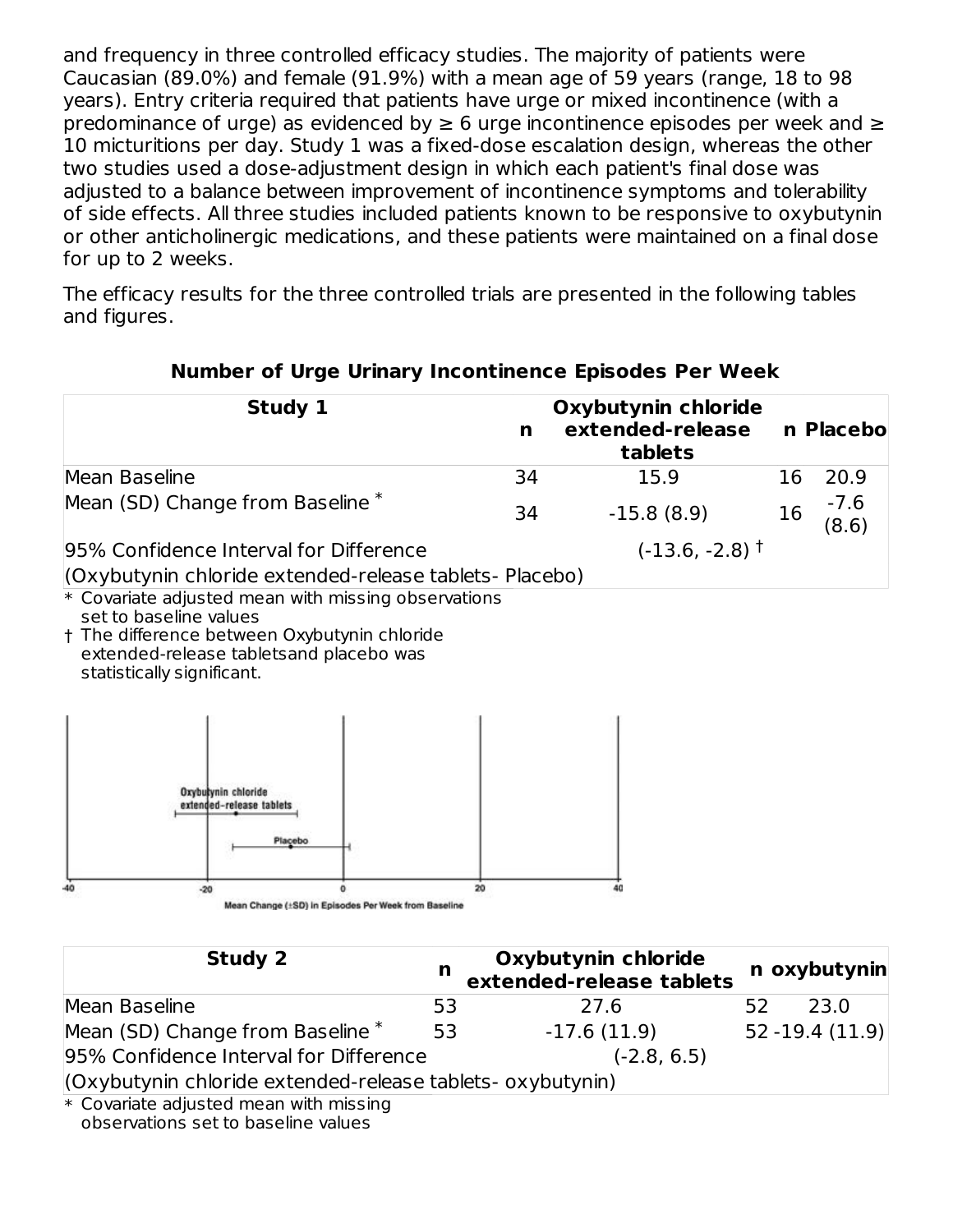and frequency in three controlled efficacy studies. The majority of patients were Caucasian (89.0%) and female (91.9%) with a mean age of 59 years (range, 18 to 98 years). Entry criteria required that patients have urge or mixed incontinence (with a predominance of urge) as evidenced by ≥ 6 urge incontinence episodes per week and ≥ 10 micturitions per day. Study 1 was a fixed-dose escalation design, whereas the other two studies used a dose-adjustment design in which each patient's final dose was adjusted to a balance between improvement of incontinence symptoms and tolerability of side effects. All three studies included patients known to be responsive to oxybutynin or other anticholinergic medications, and these patients were maintained on a final dose for up to 2 weeks.

The efficacy results for the three controlled trials are presented in the following tables and figures.

**Number of Urge Urinary Incontinence Episodes Per Week**

| Study 1 | n | Oxybutynin chloride extended-release tablets | n | Placebo |
|---|---|---|---|---|
| Mean Baseline | 34 | 15.9 | 16 | 20.9 |
| Mean (SD) Change from Baseline * | 34 | -15.8 (8.9) | 16 | -7.6 (8.6) |
| 95% Confidence Interval for Difference (Oxybutynin chloride extended-release tablets- Placebo) | | (-13.6, -2.8) † | | |

\* Covariate adjusted mean with missing observations set to baseline values

† The difference between Oxybutynin chloride extended-release tabletsand placebo was statistically significant.

| Study 2 | n | Oxybutynin chloride extended-release tablets | n | oxybutynin |
|---|---|---|---|---|
| Mean Baseline | 53 | 27.6 | 52 | 23.0 |
| Mean (SD) Change from Baseline * | 53 | -17.6 (11.9) | 52 | -19.4 (11.9) |
| 95% Confidence Interval for Difference (Oxybutynin chloride extended-release tablets- oxybutynin) | | (-2.8, 6.5) | | |

\* Covariate adjusted mean with missing observations set to baseline values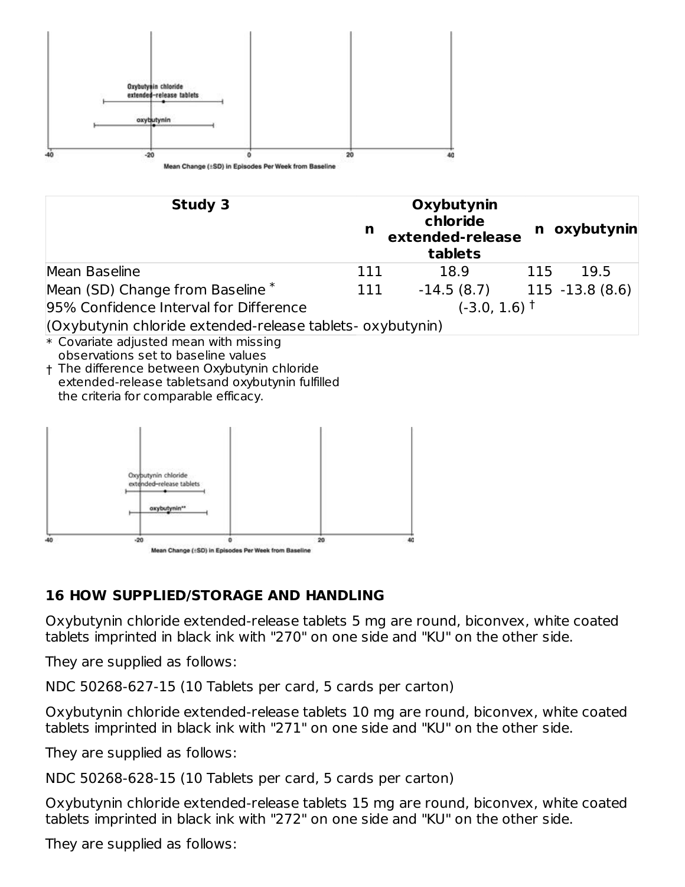| Study 3 | n | Oxybutynin chloride extended-release tablets | n | oxybutynin |
|---|---|---|---|---|
| Mean Baseline | 111 | 18.9 | 115 | 19.5 |
| Mean (SD) Change from Baseline * | 111 | -14.5 (8.7) | 115 | -13.8 (8.6) |
| 95% Confidence Interval for Difference | | (-3.0, 1.6) † | | |
| (Oxybutynin chloride extended-release tablets- oxybutynin) | | | | |

* Covariate adjusted mean with missing observations set to baseline values

† The difference between Oxybutynin chloride extended-release tabletsand oxybutynin fulfilled the criteria for comparable efficacy.

## 16 HOW SUPPLIED/STORAGE AND HANDLING

Oxybutynin chloride extended-release tablets 5 mg are round, biconvex, white coated tablets imprinted in black ink with "270" on one side and "KU" on the other side.

They are supplied as follows:

NDC 50268-627-15 (10 Tablets per card, 5 cards per carton)

Oxybutynin chloride extended-release tablets 10 mg are round, biconvex, white coated tablets imprinted in black ink with "271" on one side and "KU" on the other side.

They are supplied as follows:

NDC 50268-628-15 (10 Tablets per card, 5 cards per carton)

Oxybutynin chloride extended-release tablets 15 mg are round, biconvex, white coated tablets imprinted in black ink with "272" on one side and "KU" on the other side.

They are supplied as follows: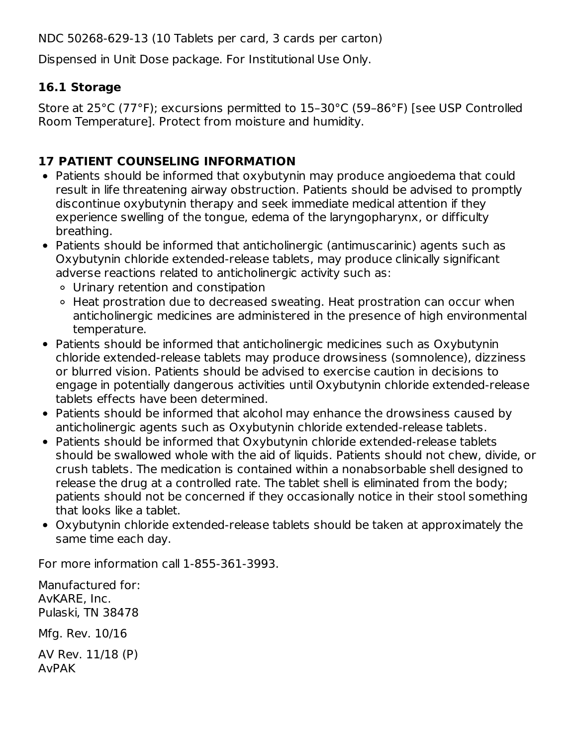NDC 50268-629-13 (10 Tablets per card, 3 cards per carton)

Dispensed in Unit Dose package. For Institutional Use Only.

### 16.1 Storage

Store at 25°C (77°F); excursions permitted to 15–30°C (59–86°F) [see USP Controlled Room Temperature]. Protect from moisture and humidity.

## 17 PATIENT COUNSELING INFORMATION

- Patients should be informed that oxybutynin may produce angioedema that could result in life threatening airway obstruction. Patients should be advised to promptly discontinue oxybutynin therapy and seek immediate medical attention if they experience swelling of the tongue, edema of the laryngopharynx, or difficulty breathing.
- Patients should be informed that anticholinergic (antimuscarinic) agents such as Oxybutynin chloride extended-release tablets, may produce clinically significant adverse reactions related to anticholinergic activity such as:
  - Urinary retention and constipation
  - Heat prostration due to decreased sweating. Heat prostration can occur when anticholinergic medicines are administered in the presence of high environmental temperature.
- Patients should be informed that anticholinergic medicines such as Oxybutynin chloride extended-release tablets may produce drowsiness (somnolence), dizziness or blurred vision. Patients should be advised to exercise caution in decisions to engage in potentially dangerous activities until Oxybutynin chloride extended-release tablets effects have been determined.
- Patients should be informed that alcohol may enhance the drowsiness caused by anticholinergic agents such as Oxybutynin chloride extended-release tablets.
- Patients should be informed that Oxybutynin chloride extended-release tablets should be swallowed whole with the aid of liquids. Patients should not chew, divide, or crush tablets. The medication is contained within a nonabsorbable shell designed to release the drug at a controlled rate. The tablet shell is eliminated from the body; patients should not be concerned if they occasionally notice in their stool something that looks like a tablet.
- Oxybutynin chloride extended-release tablets should be taken at approximately the same time each day.

For more information call 1-855-361-3993.

Manufactured for:
AvKARE, Inc.
Pulaski, TN 38478

Mfg. Rev. 10/16

AV Rev. 11/18 (P)
AvPAK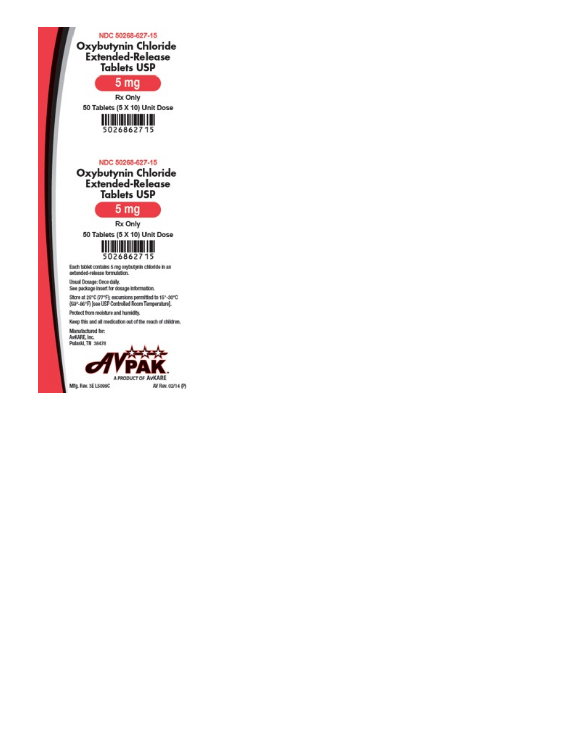NDC 50268-627-15

**Oxybutynin Chloride Extended-Release Tablets USP**

**5 mg**

Rx Only

50 Tablets (5 X 10) Unit Dose

5026862715

NDC 50268-627-15

**Oxybutynin Chloride Extended-Release Tablets USP**

**5 mg**

Rx Only

50 Tablets (5 X 10) Unit Dose

5026862715

Each tablet contains 5 mg oxybutynin chloride in an extended-release formulation.

Usual Dosage: Once daily.
See package insert for dosage information.

Store at 25°C (77°F); excursions permitted to 15°-30°C (59°-86°F) [see USP Controlled Room Temperature].

Protect from moisture and humidity.

Keep this and all medication out of the reach of children.

Manufactured for:
AvKARE, Inc.
Pulaski, TN 38478

AVPAK
A PRODUCT OF AvKARE

Mfg. Rev. 3E L5099C

AV Rev. 02/14 (P)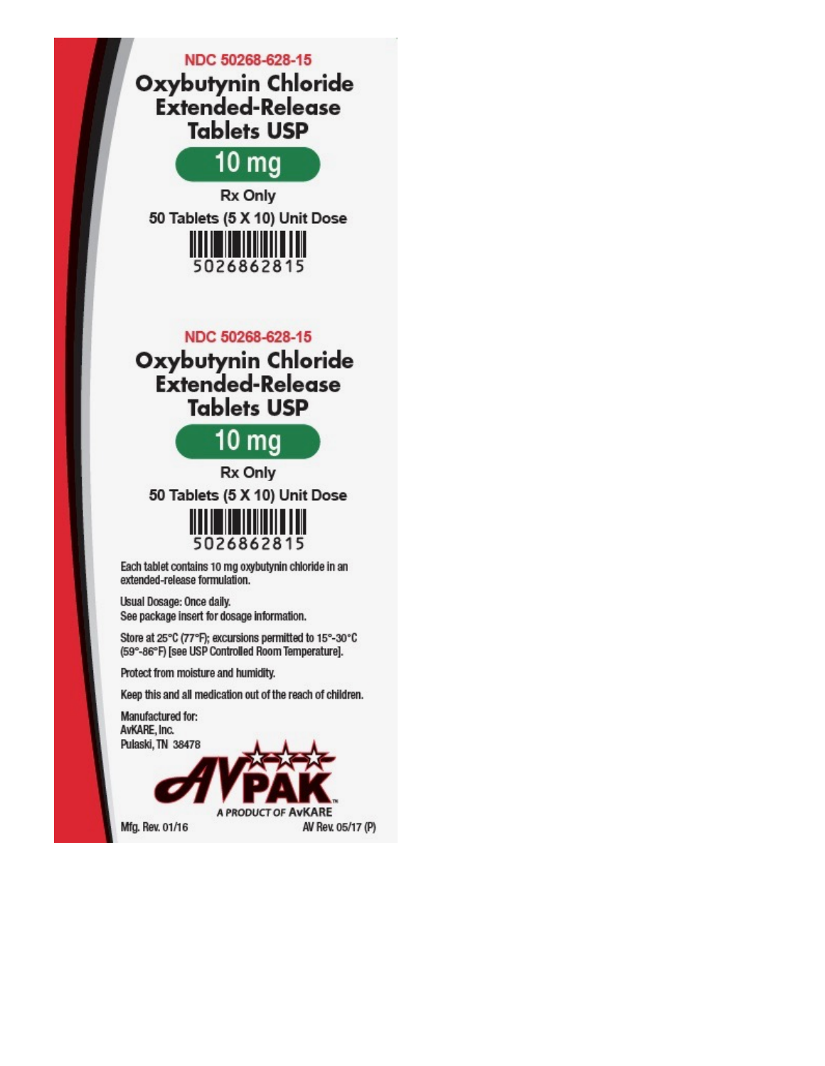NDC 50268-628-15

# Oxybutynin Chloride Extended-Release Tablets USP

**10 mg**

Rx Only

50 Tablets (5 X 10) Unit Dose

5026862815

NDC 50268-628-15

# Oxybutynin Chloride Extended-Release Tablets USP

**10 mg**

Rx Only

50 Tablets (5 X 10) Unit Dose

5026862815

Each tablet contains 10 mg oxybutynin chloride in an extended-release formulation.

Usual Dosage: Once daily.
See package insert for dosage information.

Store at 25°C (77°F); excursions permitted to 15°-30°C (59°-86°F) [see USP Controlled Room Temperature].

Protect from moisture and humidity.

Keep this and all medication out of the reach of children.

Manufactured for:
AvKARE, Inc.
Pulaski, TN 38478

AVPAK™
A PRODUCT OF AvKARE

Mfg. Rev. 01/16

AV Rev. 05/17 (P)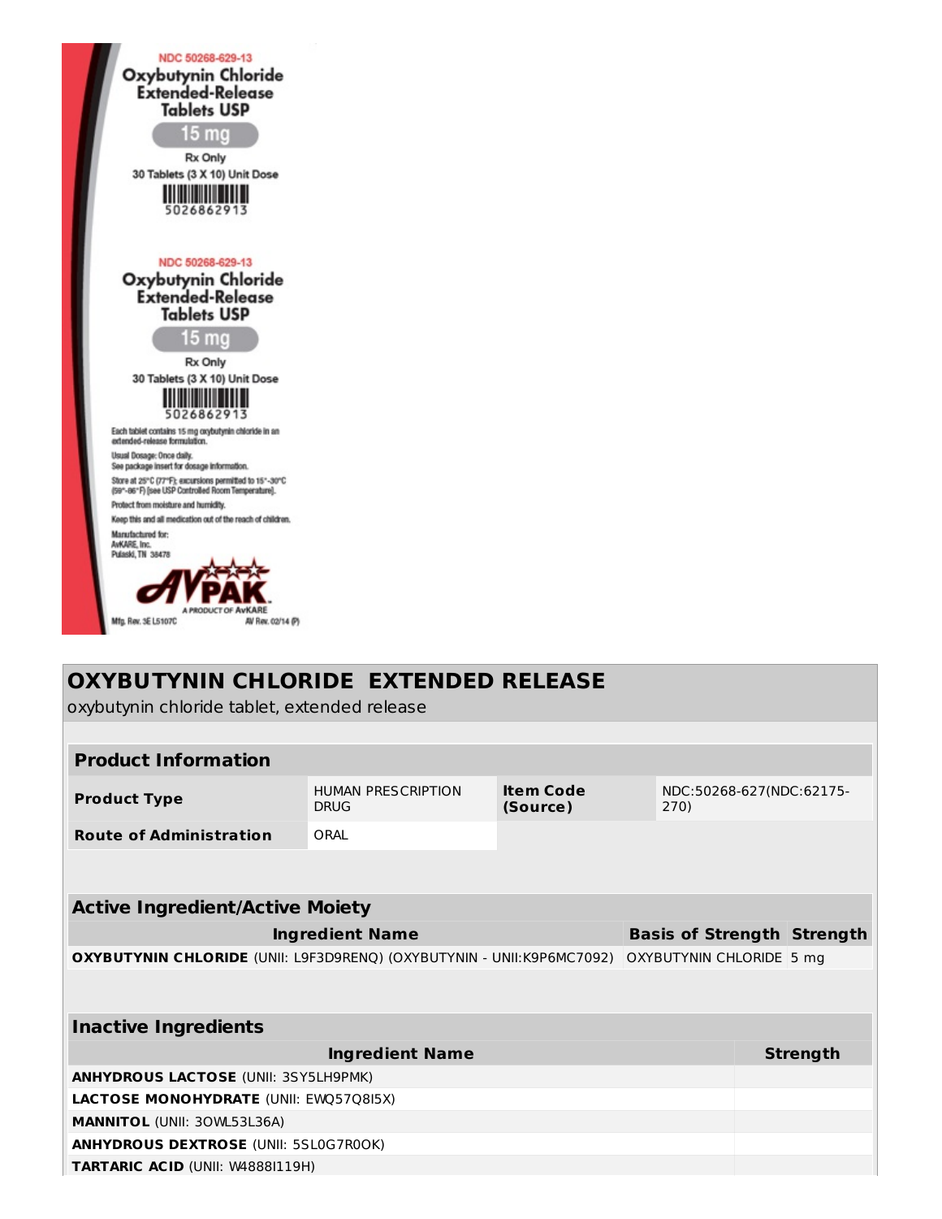NDC 50268-629-13

Oxybutynin Chloride Extended-Release Tablets USP

15 mg

Rx Only

30 Tablets (3 X 10) Unit Dose

5026862913

NDC 50268-629-13

Oxybutynin Chloride Extended-Release Tablets USP

15 mg

Rx Only

30 Tablets (3 X 10) Unit Dose

5026862913

Each tablet contains 15 mg oxybutynin chloride in an extended-release formulation.

Usual Dosage: Once daily.
See package insert for dosage information.

Store at 25°C (77°F); excursions permitted to 15°-30°C (59°-86°F) [see USP Controlled Room Temperature].

Protect from moisture and humidity.

Keep this and all medication out of the reach of children.

Manufactured for:
AvKARE, Inc.
Pulaski, TN 38478

AVPAK
A PRODUCT OF AvKARE

Mfg. Rev. 3E L5107C AV Rev. 02/14 (P)

## OXYBUTYNIN CHLORIDE EXTENDED RELEASE

oxybutynin chloride tablet, extended release

| Product Information | | | |
|---|---|---|---|
| **Product Type** | HUMAN PRESCRIPTION DRUG | **Item Code (Source)** | NDC:50268-627(NDC:62175-270) |
| **Route of Administration** | ORAL | | |

| Active Ingredient/Active Moiety | | |
|---|---|---|
| **Ingredient Name** | **Basis of Strength** | **Strength** |
| **OXYBUTYNIN CHLORIDE** (UNII: L9F3D9RENQ) (OXYBUTYNIN - UNII:K9P6MC7092) | OXYBUTYNIN CHLORIDE | 5 mg |

| Inactive Ingredients | |
|---|---|
| **Ingredient Name** | **Strength** |
| **ANHYDROUS LACTOSE** (UNII: 3SY5LH9PMK) | |
| **LACTOSE MONOHYDRATE** (UNII: EWQ57Q8I5X) | |
| **MANNITOL** (UNII: 3OWL53L36A) | |
| **ANHYDROUS DEXTROSE** (UNII: 5SL0G7R0OK) | |
| **TARTARIC ACID** (UNII: W4888I119H) | |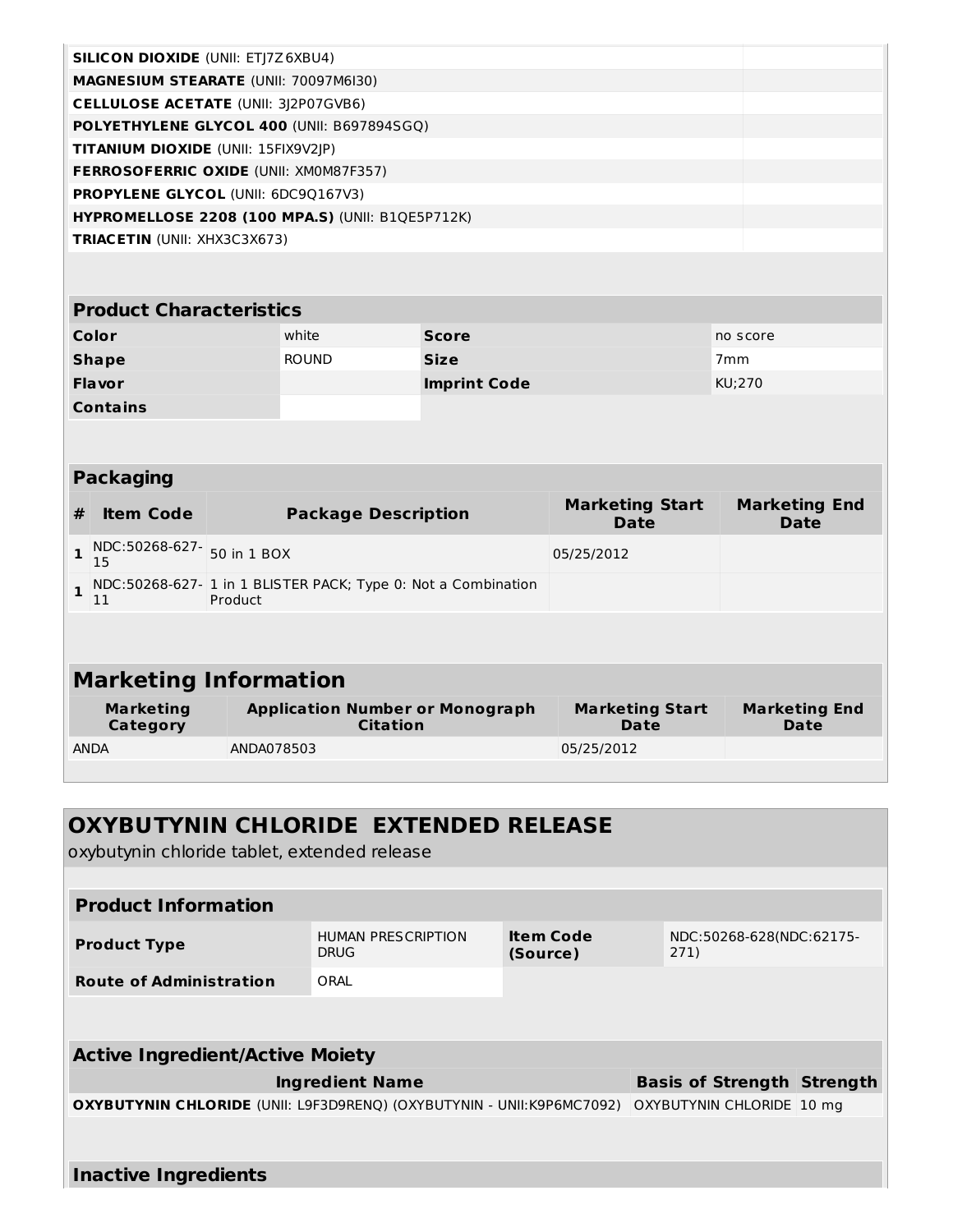| | |
|---|---|
| **SILICON DIOXIDE** (UNII: ETJ7Z6XBU4) | |
| **MAGNESIUM STEARATE** (UNII: 70097M6I30) | |
| **CELLULOSE ACETATE** (UNII: 3J2P07GVB6) | |
| **POLYETHYLENE GLYCOL 400** (UNII: B697894SGQ) | |
| **TITANIUM DIOXIDE** (UNII: 15FIX9V2JP) | |
| **FERROSOFERRIC OXIDE** (UNII: XM0M87F357) | |
| **PROPYLENE GLYCOL** (UNII: 6DC9Q167V3) | |
| **HYPROMELLOSE 2208 (100 MPA.S)** (UNII: B1QE5P712K) | |
| **TRIACETIN** (UNII: XHX3C3X673) | |

| Product Characteristics | | | |
|---|---|---|---|
| **Color** | white | **Score** | no score |
| **Shape** | ROUND | **Size** | 7mm |
| **Flavor** | | **Imprint Code** | KU;270 |
| **Contains** | | | |

| Packaging | | | | |
|---|---|---|---|---|
| **#** | **Item Code** | **Package Description** | **Marketing Start Date** | **Marketing End Date** |
| **1** | NDC:50268-627-15 | 50 in 1 BOX | 05/25/2012 | |
| **1** | NDC:50268-627-11 | 1 in 1 BLISTER PACK; Type 0: Not a Combination Product | | |

| Marketing Information | | | |
|---|---|---|---|
| **Marketing Category** | **Application Number or Monograph Citation** | **Marketing Start Date** | **Marketing End Date** |
| ANDA | ANDA078503 | 05/25/2012 | |

## OXYBUTYNIN CHLORIDE EXTENDED RELEASE

oxybutynin chloride tablet, extended release

| Product Information | | | |
|---|---|---|---|
| **Product Type** | HUMAN PRESCRIPTION DRUG | **Item Code (Source)** | NDC:50268-628(NDC:62175-271) |
| **Route of Administration** | ORAL | | |

| Active Ingredient/Active Moiety | | |
|---|---|---|
| **Ingredient Name** | **Basis of Strength** | **Strength** |
| **OXYBUTYNIN CHLORIDE** (UNII: L9F3D9RENQ) (OXYBUTYNIN - UNII:K9P6MC7092) | OXYBUTYNIN CHLORIDE | 10 mg |

**Inactive Ingredients**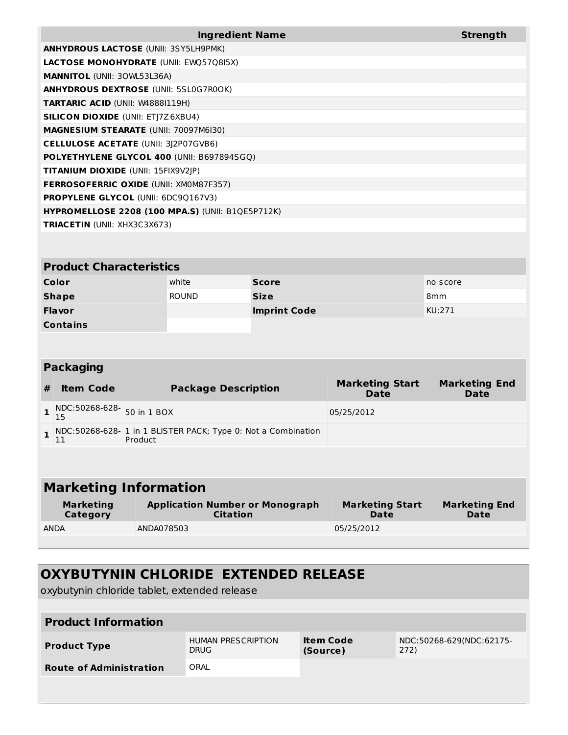| Ingredient Name | Strength |
|---|---|
| **ANHYDROUS LACTOSE** (UNII: 3SY5LH9PMK) | |
| **LACTOSE MONOHYDRATE** (UNII: EWQ57Q8I5X) | |
| **MANNITOL** (UNII: 3OWL53L36A) | |
| **ANHYDROUS DEXTROSE** (UNII: 5SL0G7R0OK) | |
| **TARTARIC ACID** (UNII: W4888I119H) | |
| **SILICON DIOXIDE** (UNII: ETJ7Z6XBU4) | |
| **MAGNESIUM STEARATE** (UNII: 70097M6I30) | |
| **CELLULOSE ACETATE** (UNII: 3J2P07GVB6) | |
| **POLYETHYLENE GLYCOL 400** (UNII: B697894SGQ) | |
| **TITANIUM DIOXIDE** (UNII: 15FIX9V2JP) | |
| **FERROSOFERRIC OXIDE** (UNII: XM0M87F357) | |
| **PROPYLENE GLYCOL** (UNII: 6DC9Q167V3) | |
| **HYPROMELLOSE 2208 (100 MPA.S)** (UNII: B1QE5P712K) | |
| **TRIACETIN** (UNII: XHX3C3X673) | |

## Product Characteristics

| | | | |
|---|---|---|---|
| **Color** | white | **Score** | no score |
| **Shape** | ROUND | **Size** | 8mm |
| **Flavor** | | **Imprint Code** | KU;271 |
| **Contains** | | | |

## Packaging

| # | Item Code | Package Description | Marketing Start Date | Marketing End Date |
|---|---|---|---|---|
| 1 | NDC:50268-628-15 | 50 in 1 BOX | 05/25/2012 | |
| 1 | NDC:50268-628-11 | 1 in 1 BLISTER PACK; Type 0: Not a Combination Product | | |

## Marketing Information

| Marketing Category | Application Number or Monograph Citation | Marketing Start Date | Marketing End Date |
|---|---|---|---|
| ANDA | ANDA078503 | 05/25/2012 | |

# OXYBUTYNIN CHLORIDE EXTENDED RELEASE

oxybutynin chloride tablet, extended release

## Product Information

| | | | |
|---|---|---|---|
| **Product Type** | HUMAN PRESCRIPTION DRUG | **Item Code (Source)** | NDC:50268-629(NDC:62175-272) |
| **Route of Administration** | ORAL | | |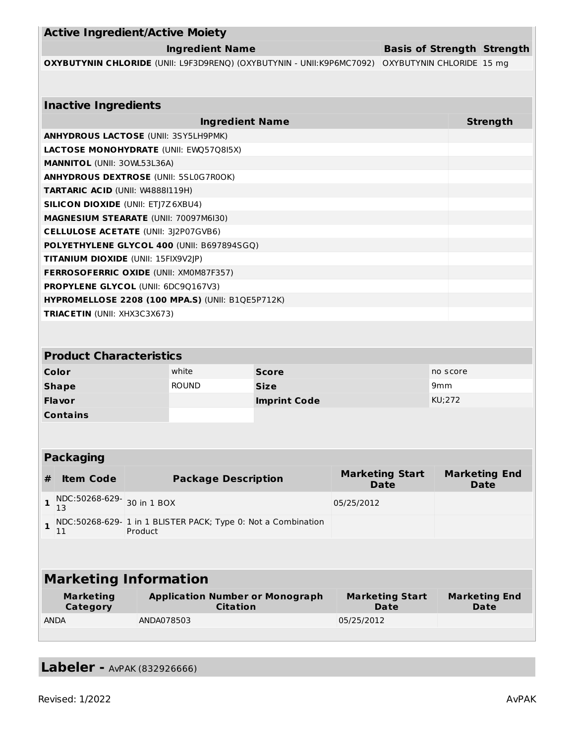## Active Ingredient/Active Moiety

| Ingredient Name | Basis of Strength | Strength |
|---|---|---|
| **OXYBUTYNIN CHLORIDE** (UNII: L9F3D9RENQ) (OXYBUTYNIN - UNII:K9P6MC7092) | OXYBUTYNIN CHLORIDE | 15 mg |

## Inactive Ingredients

| Ingredient Name | Strength |
|---|---|
| **ANHYDROUS LACTOSE** (UNII: 3SY5LH9PMK) | |
| **LACTOSE MONOHYDRATE** (UNII: EWQ57Q8I5X) | |
| **MANNITOL** (UNII: 3OWL53L36A) | |
| **ANHYDROUS DEXTROSE** (UNII: 5SL0G7R0OK) | |
| **TARTARIC ACID** (UNII: W4888I119H) | |
| **SILICON DIOXIDE** (UNII: ETJ7Z6XBU4) | |
| **MAGNESIUM STEARATE** (UNII: 70097M6I30) | |
| **CELLULOSE ACETATE** (UNII: 3J2P07GVB6) | |
| **POLYETHYLENE GLYCOL 400** (UNII: B697894SGQ) | |
| **TITANIUM DIOXIDE** (UNII: 15FIX9V2JP) | |
| **FERROSOFERRIC OXIDE** (UNII: XM0M87F357) | |
| **PROPYLENE GLYCOL** (UNII: 6DC9Q167V3) | |
| **HYPROMELLOSE 2208 (100 MPA.S)** (UNII: B1QE5P712K) | |
| **TRIACETIN** (UNII: XHX3C3X673) | |

## Product Characteristics

| | | | |
|---|---|---|---|
| **Color** | white | **Score** | no score |
| **Shape** | ROUND | **Size** | 9mm |
| **Flavor** | | **Imprint Code** | KU;272 |
| **Contains** | | | |

## Packaging

| # | Item Code | Package Description | Marketing Start Date | Marketing End Date |
|---|---|---|---|---|
| 1 | NDC:50268-629-13 | 30 in 1 BOX | 05/25/2012 | |
| 1 | NDC:50268-629-11 | 1 in 1 BLISTER PACK; Type 0: Not a Combination Product | | |

## Marketing Information

| Marketing Category | Application Number or Monograph Citation | Marketing Start Date | Marketing End Date |
|---|---|---|---|
| ANDA | ANDA078503 | 05/25/2012 | |

## Labeler - AvPAK (832926666)

Revised: 1/2022